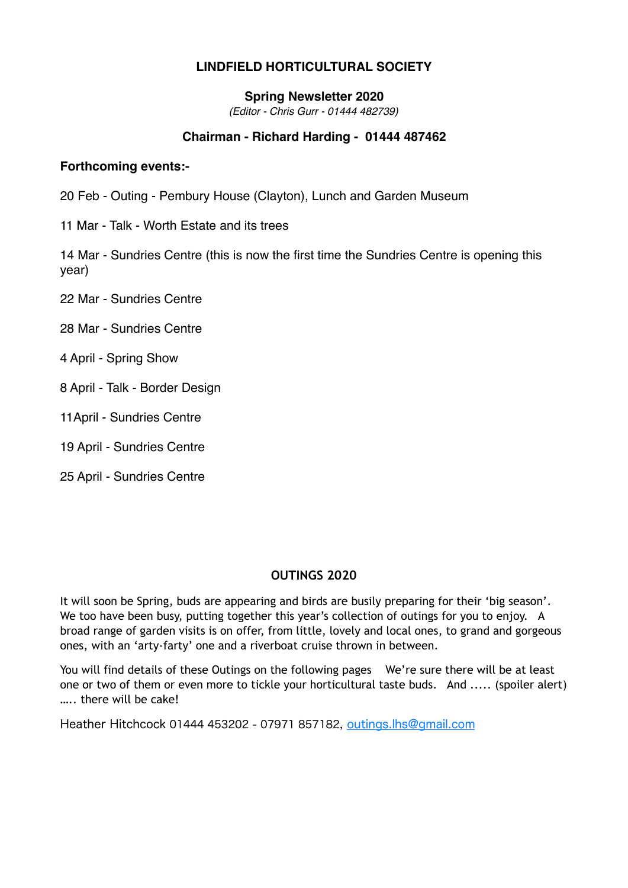# LINDFIELD HORTICULTURAL SOCIETY

## Spring Newsletter 2020

*(Editor - Chris Gurr - 01444 482739)*

### Chairman - Richard Harding - 01444 487462

**Forthcoming events:-**

20 Feb - Outing - Pembury House (Clayton), Lunch and Garden Museum

11 Mar - Talk - Worth Estate and its trees

14 Mar - Sundries Centre (this is now the first time the Sundries Centre is opening this year)

22 Mar - Sundries Centre

28 Mar - Sundries Centre

4 April - Spring Show

8 April - Talk - Border Design

11April - Sundries Centre

19 April - Sundries Centre

25 April - Sundries Centre

## OUTINGS 2020

It will soon be Spring, buds are appearing and birds are busily preparing for their 'big season'. We too have been busy, putting together this year's collection of outings for you to enjoy. A broad range of garden visits is on offer, from little, lovely and local ones, to grand and gorgeous ones, with an 'arty-farty' one and a riverboat cruise thrown in between.

You will find details of these Outings on the following pages We're sure there will be at least one or two of them or even more to tickle your horticultural taste buds. And ..... (spoiler alert) ….. there will be cake!

Heather Hitchcock 01444 453202 - 07971 857182, outings.lhs@gmail.com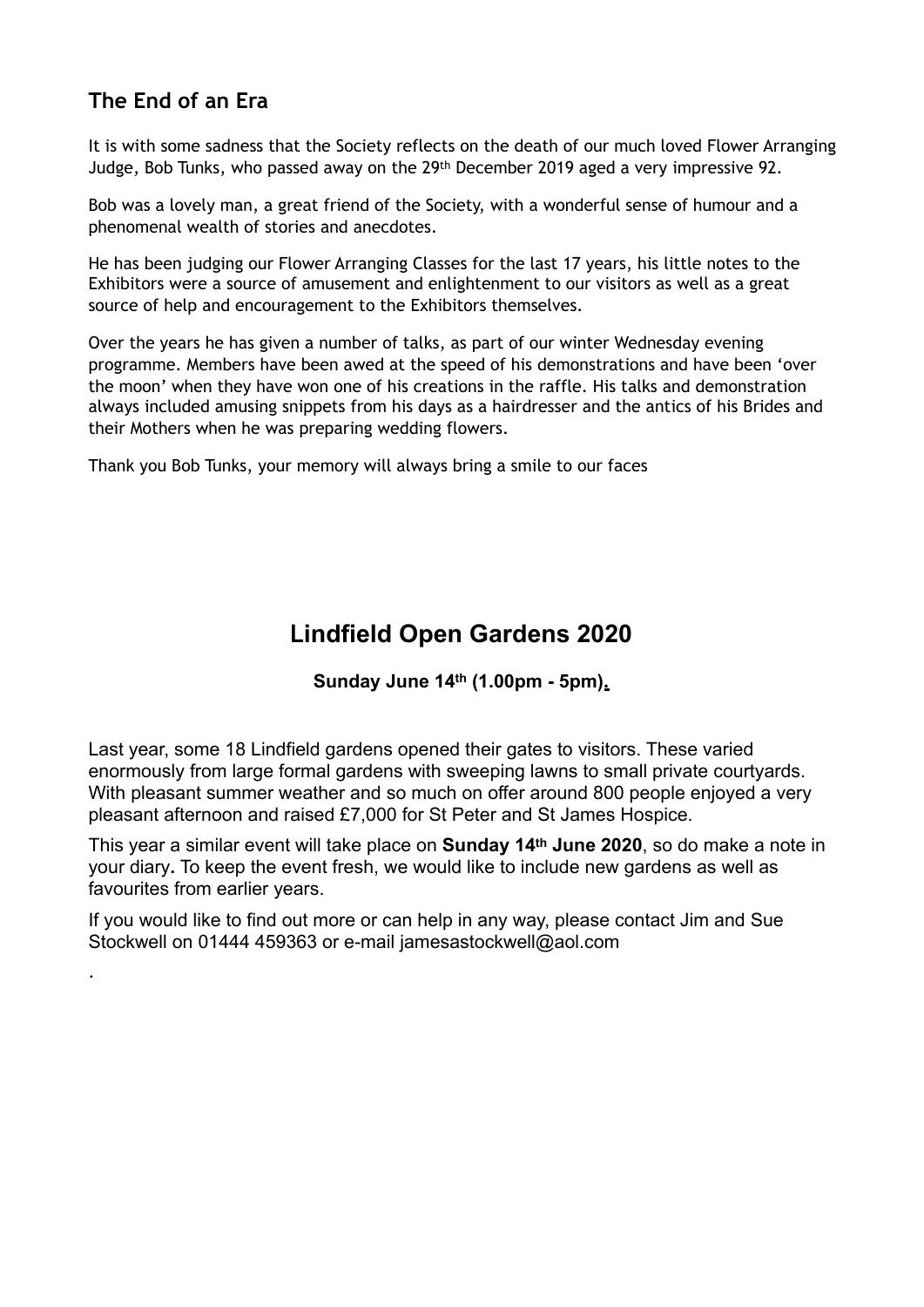## The End of an Era

It is with some sadness that the Society reflects on the death of our much loved Flower Arranging Judge, Bob Tunks, who passed away on the 29th December 2019 aged a very impressive 92.

Bob was a lovely man, a great friend of the Society, with a wonderful sense of humour and a phenomenal wealth of stories and anecdotes.

He has been judging our Flower Arranging Classes for the last 17 years, his little notes to the Exhibitors were a source of amusement and enlightenment to our visitors as well as a great source of help and encouragement to the Exhibitors themselves.

Over the years he has given a number of talks, as part of our winter Wednesday evening programme. Members have been awed at the speed of his demonstrations and have been 'over the moon' when they have won one of his creations in the raffle. His talks and demonstration always included amusing snippets from his days as a hairdresser and the antics of his Brides and their Mothers when he was preparing wedding flowers.

Thank you Bob Tunks, your memory will always bring a smile to our faces

# Lindfield Open Gardens 2020

**Sunday June 14th (1.00pm - 5pm).**

Last year, some 18 Lindfield gardens opened their gates to visitors. These varied enormously from large formal gardens with sweeping lawns to small private courtyards. With pleasant summer weather and so much on offer around 800 people enjoyed a very pleasant afternoon and raised £7,000 for St Peter and St James Hospice.

This year a similar event will take place on **Sunday 14th June 2020**, so do make a note in your diary. To keep the event fresh, we would like to include new gardens as well as favourites from earlier years.

If you would like to find out more or can help in any way, please contact Jim and Sue Stockwell on 01444 459363 or e-mail jamesastockwell@aol.com

.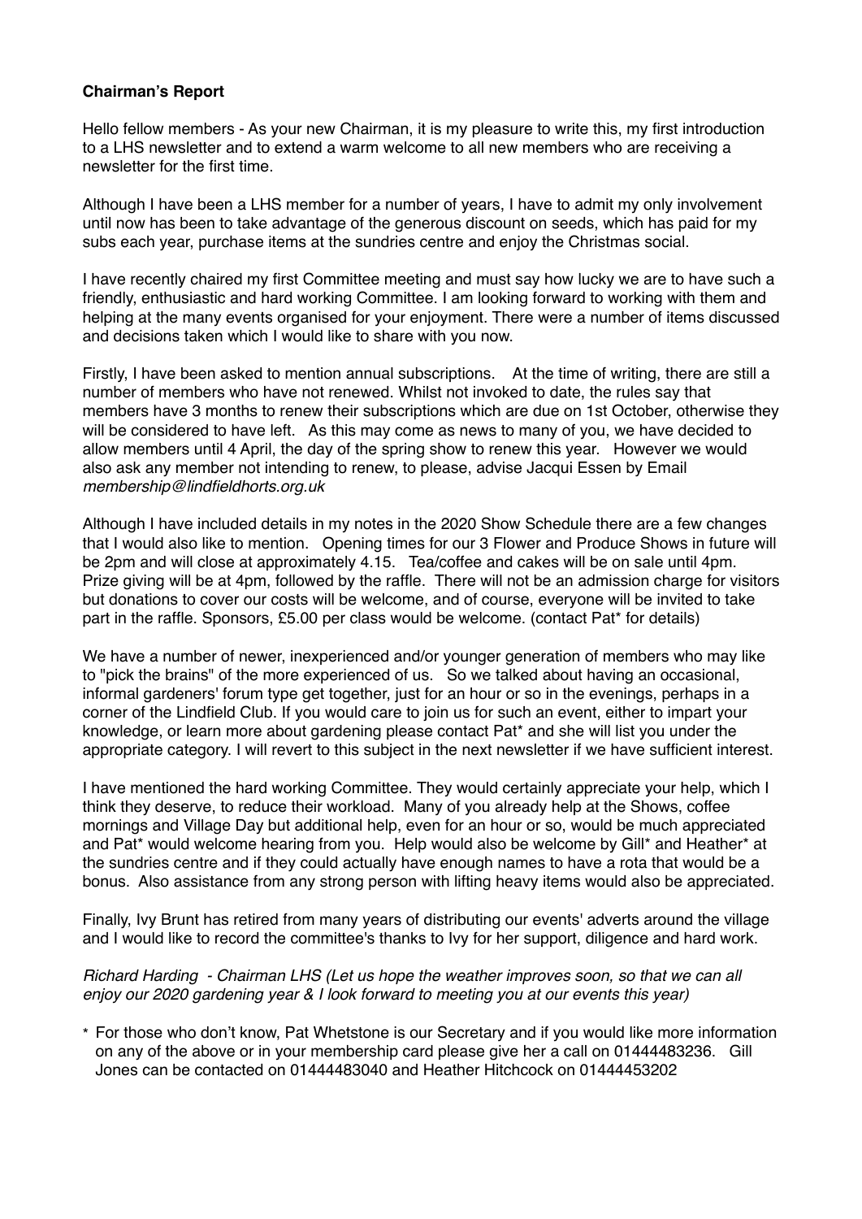**Chairman's Report**

Hello fellow members - As your new Chairman, it is my pleasure to write this, my first introduction to a LHS newsletter and to extend a warm welcome to all new members who are receiving a newsletter for the first time.

Although I have been a LHS member for a number of years, I have to admit my only involvement until now has been to take advantage of the generous discount on seeds, which has paid for my subs each year, purchase items at the sundries centre and enjoy the Christmas social.

I have recently chaired my first Committee meeting and must say how lucky we are to have such a friendly, enthusiastic and hard working Committee. I am looking forward to working with them and helping at the many events organised for your enjoyment. There were a number of items discussed and decisions taken which I would like to share with you now.

Firstly, I have been asked to mention annual subscriptions. At the time of writing, there are still a number of members who have not renewed. Whilst not invoked to date, the rules say that members have 3 months to renew their subscriptions which are due on 1st October, otherwise they will be considered to have left. As this may come as news to many of you, we have decided to allow members until 4 April, the day of the spring show to renew this year. However we would also ask any member not intending to renew, to please, advise Jacqui Essen by Email *membership@lindfieldhorts.org.uk*

Although I have included details in my notes in the 2020 Show Schedule there are a few changes that I would also like to mention. Opening times for our 3 Flower and Produce Shows in future will be 2pm and will close at approximately 4.15. Tea/coffee and cakes will be on sale until 4pm. Prize giving will be at 4pm, followed by the raffle. There will not be an admission charge for visitors but donations to cover our costs will be welcome, and of course, everyone will be invited to take part in the raffle. Sponsors, £5.00 per class would be welcome. (contact Pat* for details)

We have a number of newer, inexperienced and/or younger generation of members who may like to "pick the brains" of the more experienced of us. So we talked about having an occasional, informal gardeners' forum type get together, just for an hour or so in the evenings, perhaps in a corner of the Lindfield Club. If you would care to join us for such an event, either to impart your knowledge, or learn more about gardening please contact Pat* and she will list you under the appropriate category. I will revert to this subject in the next newsletter if we have sufficient interest.

I have mentioned the hard working Committee. They would certainly appreciate your help, which I think they deserve, to reduce their workload. Many of you already help at the Shows, coffee mornings and Village Day but additional help, even for an hour or so, would be much appreciated and Pat* would welcome hearing from you. Help would also be welcome by Gill* and Heather* at the sundries centre and if they could actually have enough names to have a rota that would be a bonus. Also assistance from any strong person with lifting heavy items would also be appreciated.

Finally, Ivy Brunt has retired from many years of distributing our events' adverts around the village and I would like to record the committee's thanks to Ivy for her support, diligence and hard work.

*Richard Harding - Chairman LHS (Let us hope the weather improves soon, so that we can all enjoy our 2020 gardening year & I look forward to meeting you at our events this year)*

\* For those who don't know, Pat Whetstone is our Secretary and if you would like more information on any of the above or in your membership card please give her a call on 01444483236. Gill Jones can be contacted on 01444483040 and Heather Hitchcock on 01444453202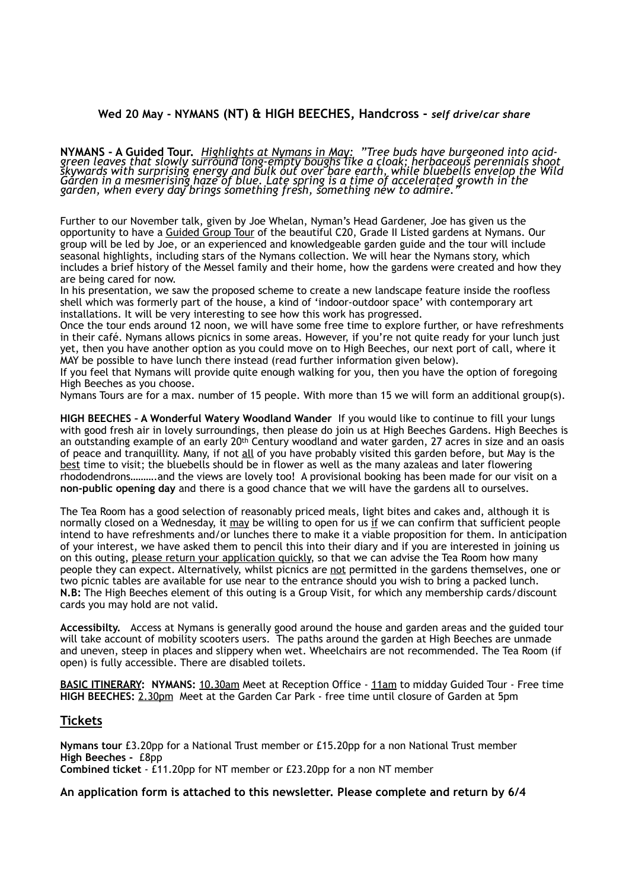## Wed 20 May - NYMANS (NT) & HIGH BEECHES, Handcross - *self drive/car share*

**NYMANS - A Guided Tour.** *Highlights at Nymans in May: "Tree buds have burgeoned into acid-green leaves that slowly surround long-empty boughs like a cloak; herbaceous perennials shoot skywards with surprising energy and bulk out over bare earth, while bluebells envelop the Wild Garden in a mesmerising haze of blue. Late spring is a time of accelerated growth in the garden, when every day brings something fresh, something new to admire."*

Further to our November talk, given by Joe Whelan, Nyman's Head Gardener, Joe has given us the opportunity to have a Guided Group Tour of the beautiful C20, Grade II Listed gardens at Nymans. Our group will be led by Joe, or an experienced and knowledgeable garden guide and the tour will include seasonal highlights, including stars of the Nymans collection. We will hear the Nymans story, which includes a brief history of the Messel family and their home, how the gardens were created and how they are being cared for now.

In his presentation, we saw the proposed scheme to create a new landscape feature inside the roofless shell which was formerly part of the house, a kind of 'indoor-outdoor space' with contemporary art installations. It will be very interesting to see how this work has progressed.

Once the tour ends around 12 noon, we will have some free time to explore further, or have refreshments in their café. Nymans allows picnics in some areas. However, if you're not quite ready for your lunch just yet, then you have another option as you could move on to High Beeches, our next port of call, where it MAY be possible to have lunch there instead (read further information given below).

If you feel that Nymans will provide quite enough walking for you, then you have the option of foregoing High Beeches as you choose.

Nymans Tours are for a max. number of 15 people. With more than 15 we will form an additional group(s).

**HIGH BEECHES – A Wonderful Watery Woodland Wander** If you would like to continue to fill your lungs with good fresh air in lovely surroundings, then please do join us at High Beeches Gardens. High Beeches is an outstanding example of an early 20th Century woodland and water garden, 27 acres in size and an oasis of peace and tranquillity. Many, if not all of you have probably visited this garden before, but May is the best time to visit; the bluebells should be in flower as well as the many azaleas and later flowering rhododendrons……….and the views are lovely too! A provisional booking has been made for our visit on a **non-public opening day** and there is a good chance that we will have the gardens all to ourselves.

The Tea Room has a good selection of reasonably priced meals, light bites and cakes and, although it is normally closed on a Wednesday, it may be willing to open for us if we can confirm that sufficient people intend to have refreshments and/or lunches there to make it a viable proposition for them. In anticipation of your interest, we have asked them to pencil this into their diary and if you are interested in joining us on this outing, please return your application quickly, so that we can advise the Tea Room how many people they can expect. Alternatively, whilst picnics are not permitted in the gardens themselves, one or two picnic tables are available for use near to the entrance should you wish to bring a packed lunch.

**N.B:** The High Beeches element of this outing is a Group Visit, for which any membership cards/discount cards you may hold are not valid.

**Accessibilty.** Access at Nymans is generally good around the house and garden areas and the guided tour will take account of mobility scooters users. The paths around the garden at High Beeches are unmade and uneven, steep in places and slippery when wet. Wheelchairs are not recommended. The Tea Room (if open) is fully accessible. There are disabled toilets.

**BASIC ITINERARY: NYMANS:** 10.30am Meet at Reception Office - 11am to midday Guided Tour - Free time
**HIGH BEECHES:** 2.30pm Meet at the Garden Car Park - free time until closure of Garden at 5pm

## Tickets

**Nymans tour** £3.20pp for a National Trust member or £15.20pp for a non National Trust member
**High Beeches -** £8pp
**Combined ticket** - £11.20pp for NT member or £23.20pp for a non NT member

**An application form is attached to this newsletter. Please complete and return by 6/4**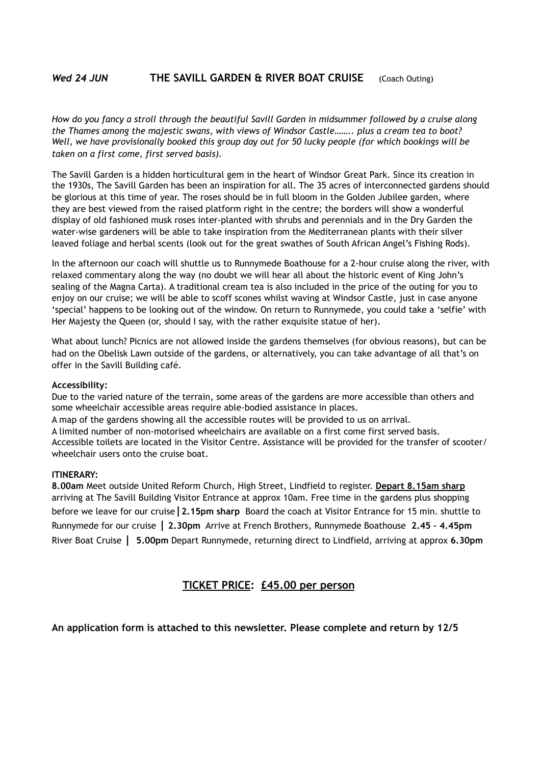## *Wed 24 JUN* THE SAVILL GARDEN & RIVER BOAT CRUISE (Coach Outing)

*How do you fancy a stroll through the beautiful Savill Garden in midsummer followed by a cruise along the Thames among the majestic swans, with views of Windsor Castle……. plus a cream tea to boot? Well, we have provisionally booked this group day out for 50 lucky people (for which bookings will be taken on a first come, first served basis).*

The Savill Garden is a hidden horticultural gem in the heart of Windsor Great Park. Since its creation in the 1930s, The Savill Garden has been an inspiration for all. The 35 acres of interconnected gardens should be glorious at this time of year. The roses should be in full bloom in the Golden Jubilee garden, where they are best viewed from the raised platform right in the centre; the borders will show a wonderful display of old fashioned musk roses inter-planted with shrubs and perennials and in the Dry Garden the water-wise gardeners will be able to take inspiration from the Mediterranean plants with their silver leaved foliage and herbal scents (look out for the great swathes of South African Angel's Fishing Rods).

In the afternoon our coach will shuttle us to Runnymede Boathouse for a 2-hour cruise along the river, with relaxed commentary along the way (no doubt we will hear all about the historic event of King John's sealing of the Magna Carta). A traditional cream tea is also included in the price of the outing for you to enjoy on our cruise; we will be able to scoff scones whilst waving at Windsor Castle, just in case anyone 'special' happens to be looking out of the window. On return to Runnymede, you could take a 'selfie' with Her Majesty the Queen (or, should I say, with the rather exquisite statue of her).

What about lunch? Picnics are not allowed inside the gardens themselves (for obvious reasons), but can be had on the Obelisk Lawn outside of the gardens, or alternatively, you can take advantage of all that's on offer in the Savill Building café.

**Accessibility:**

Due to the varied nature of the terrain, some areas of the gardens are more accessible than others and some wheelchair accessible areas require able-bodied assistance in places.

A map of the gardens showing all the accessible routes will be provided to us on arrival.

A limited number of non-motorised wheelchairs are available on a first come first served basis.

Accessible toilets are located in the Visitor Centre. Assistance will be provided for the transfer of scooter/ wheelchair users onto the cruise boat.

**ITINERARY:**

**8.00am** Meet outside United Reform Church, High Street, Lindfield to register. **Depart 8.15am sharp** arriving at The Savill Building Visitor Entrance at approx 10am. Free time in the gardens plus shopping before we leave for our cruise | **2.15pm sharp** Board the coach at Visitor Entrance for 15 min. shuttle to Runnymede for our cruise | **2.30pm** Arrive at French Brothers, Runnymede Boathouse **2.45 – 4.45pm** River Boat Cruise | **5.00pm** Depart Runnymede, returning direct to Lindfield, arriving at approx **6.30pm**

**TICKET PRICE: £45.00 per person**

**An application form is attached to this newsletter. Please complete and return by 12/5**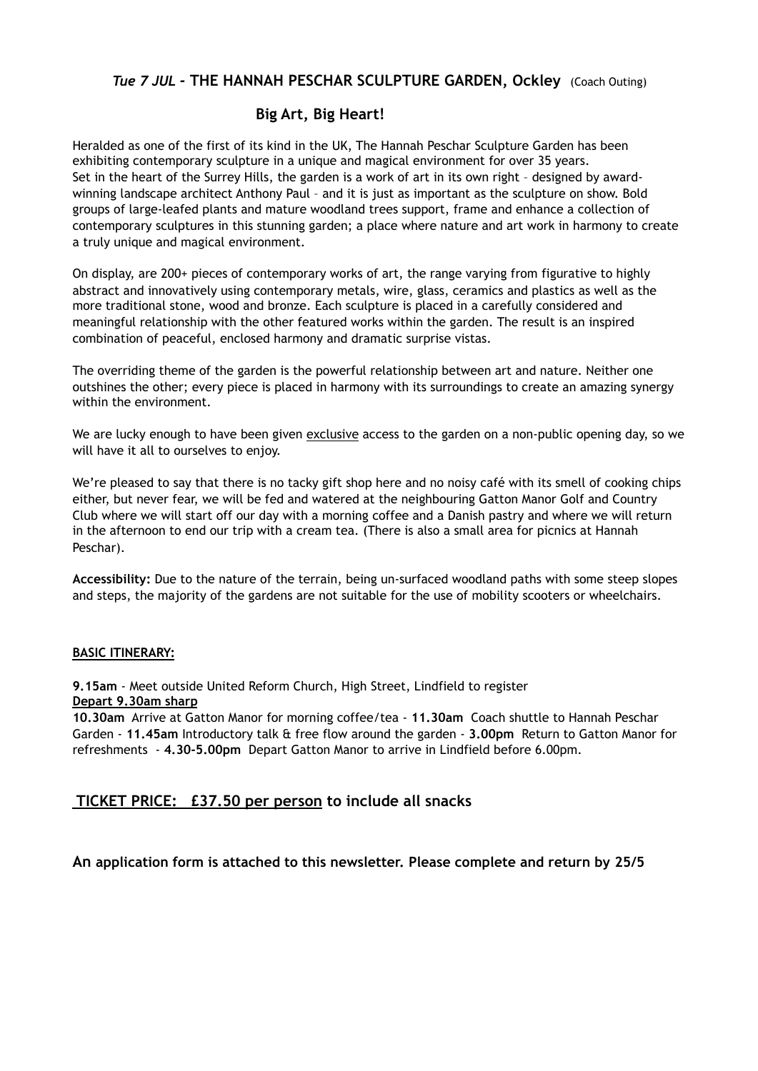## *Tue 7 JUL* - THE HANNAH PESCHAR SCULPTURE GARDEN, Ockley (Coach Outing)

### Big Art, Big Heart!

Heralded as one of the first of its kind in the UK, The Hannah Peschar Sculpture Garden has been exhibiting contemporary sculpture in a unique and magical environment for over 35 years. Set in the heart of the Surrey Hills, the garden is a work of art in its own right – designed by award-winning landscape architect Anthony Paul – and it is just as important as the sculpture on show. Bold groups of large-leafed plants and mature woodland trees support, frame and enhance a collection of contemporary sculptures in this stunning garden; a place where nature and art work in harmony to create a truly unique and magical environment.

On display, are 200+ pieces of contemporary works of art, the range varying from figurative to highly abstract and innovatively using contemporary metals, wire, glass, ceramics and plastics as well as the more traditional stone, wood and bronze. Each sculpture is placed in a carefully considered and meaningful relationship with the other featured works within the garden. The result is an inspired combination of peaceful, enclosed harmony and dramatic surprise vistas.

The overriding theme of the garden is the powerful relationship between art and nature. Neither one outshines the other; every piece is placed in harmony with its surroundings to create an amazing synergy within the environment.

We are lucky enough to have been given exclusive access to the garden on a non-public opening day, so we will have it all to ourselves to enjoy.

We're pleased to say that there is no tacky gift shop here and no noisy café with its smell of cooking chips either, but never fear, we will be fed and watered at the neighbouring Gatton Manor Golf and Country Club where we will start off our day with a morning coffee and a Danish pastry and where we will return in the afternoon to end our trip with a cream tea. (There is also a small area for picnics at Hannah Peschar).

**Accessibility:** Due to the nature of the terrain, being un-surfaced woodland paths with some steep slopes and steps, the majority of the gardens are not suitable for the use of mobility scooters or wheelchairs.

**BASIC ITINERARY:**

**9.15am** - Meet outside United Reform Church, High Street, Lindfield to register
**Depart 9.30am sharp**
**10.30am** Arrive at Gatton Manor for morning coffee/tea - **11.30am** Coach shuttle to Hannah Peschar Garden - **11.45am** Introductory talk & free flow around the garden - **3.00pm** Return to Gatton Manor for refreshments - **4.30-5.00pm** Depart Gatton Manor to arrive in Lindfield before 6.00pm.

### TICKET PRICE: £37.50 per person to include all snacks

**An application form is attached to this newsletter. Please complete and return by 25/5**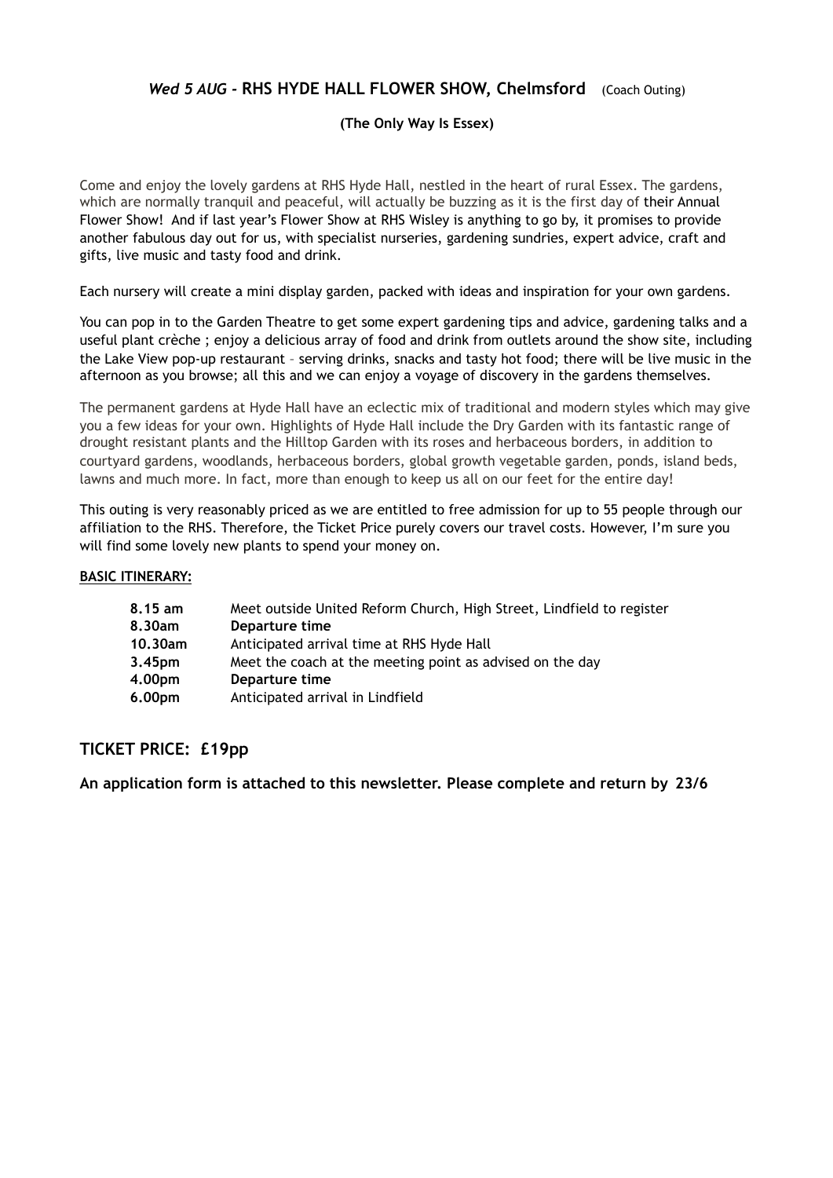## *Wed 5 AUG* - RHS HYDE HALL FLOWER SHOW, Chelmsford (Coach Outing)

**(The Only Way Is Essex)**

Come and enjoy the lovely gardens at RHS Hyde Hall, nestled in the heart of rural Essex. The gardens, which are normally tranquil and peaceful, will actually be buzzing as it is the first day of their Annual Flower Show! And if last year's Flower Show at RHS Wisley is anything to go by, it promises to provide another fabulous day out for us, with specialist nurseries, gardening sundries, expert advice, craft and gifts, live music and tasty food and drink.

Each nursery will create a mini display garden, packed with ideas and inspiration for your own gardens.

You can pop in to the Garden Theatre to get some expert gardening tips and advice, gardening talks and a useful plant crèche ; enjoy a delicious array of food and drink from outlets around the show site, including the Lake View pop-up restaurant – serving drinks, snacks and tasty hot food; there will be live music in the afternoon as you browse; all this and we can enjoy a voyage of discovery in the gardens themselves.

The permanent gardens at Hyde Hall have an eclectic mix of traditional and modern styles which may give you a few ideas for your own. Highlights of Hyde Hall include the Dry Garden with its fantastic range of drought resistant plants and the Hilltop Garden with its roses and herbaceous borders, in addition to courtyard gardens, woodlands, herbaceous borders, global growth vegetable garden, ponds, island beds, lawns and much more. In fact, more than enough to keep us all on our feet for the entire day!

This outing is very reasonably priced as we are entitled to free admission for up to 55 people through our affiliation to the RHS. Therefore, the Ticket Price purely covers our travel costs. However, I'm sure you will find some lovely new plants to spend your money on.

**BASIC ITINERARY:**

| | |
|---|---|
| **8.15 am** | Meet outside United Reform Church, High Street, Lindfield to register |
| **8.30am** | **Departure time** |
| **10.30am** | Anticipated arrival time at RHS Hyde Hall |
| **3.45pm** | Meet the coach at the meeting point as advised on the day |
| **4.00pm** | **Departure time** |
| **6.00pm** | Anticipated arrival in Lindfield |

## TICKET PRICE: £19pp

**An application form is attached to this newsletter. Please complete and return by 23/6**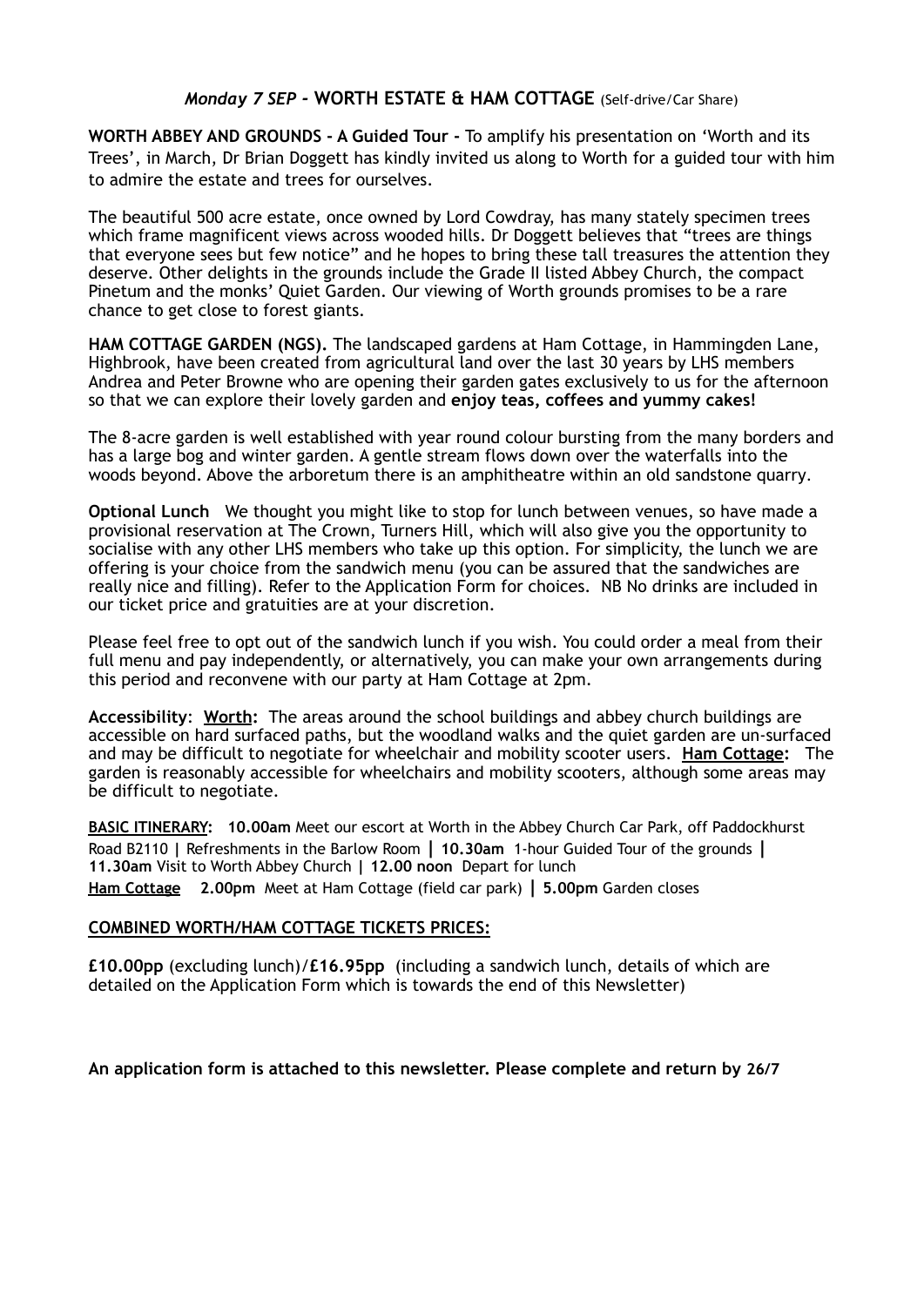## *Monday 7 SEP* - WORTH ESTATE & HAM COTTAGE (Self-drive/Car Share)

**WORTH ABBEY AND GROUNDS - A Guided Tour -** To amplify his presentation on 'Worth and its Trees', in March, Dr Brian Doggett has kindly invited us along to Worth for a guided tour with him to admire the estate and trees for ourselves.

The beautiful 500 acre estate, once owned by Lord Cowdray, has many stately specimen trees which frame magnificent views across wooded hills. Dr Doggett believes that "trees are things that everyone sees but few notice" and he hopes to bring these tall treasures the attention they deserve. Other delights in the grounds include the Grade II listed Abbey Church, the compact Pinetum and the monks' Quiet Garden. Our viewing of Worth grounds promises to be a rare chance to get close to forest giants.

**HAM COTTAGE GARDEN (NGS).** The landscaped gardens at Ham Cottage, in Hammingden Lane, Highbrook, have been created from agricultural land over the last 30 years by LHS members Andrea and Peter Browne who are opening their garden gates exclusively to us for the afternoon so that we can explore their lovely garden and **enjoy teas, coffees and yummy cakes!**

The 8-acre garden is well established with year round colour bursting from the many borders and has a large bog and winter garden. A gentle stream flows down over the waterfalls into the woods beyond. Above the arboretum there is an amphitheatre within an old sandstone quarry.

**Optional Lunch** We thought you might like to stop for lunch between venues, so have made a provisional reservation at The Crown, Turners Hill, which will also give you the opportunity to socialise with any other LHS members who take up this option. For simplicity, the lunch we are offering is your choice from the sandwich menu (you can be assured that the sandwiches are really nice and filling). Refer to the Application Form for choices. NB No drinks are included in our ticket price and gratuities are at your discretion.

Please feel free to opt out of the sandwich lunch if you wish. You could order a meal from their full menu and pay independently, or alternatively, you can make your own arrangements during this period and reconvene with our party at Ham Cottage at 2pm.

**Accessibility**: **Worth:** The areas around the school buildings and abbey church buildings are accessible on hard surfaced paths, but the woodland walks and the quiet garden are un-surfaced and may be difficult to negotiate for wheelchair and mobility scooter users. **Ham Cottage:** The garden is reasonably accessible for wheelchairs and mobility scooters, although some areas may be difficult to negotiate.

**BASIC ITINERARY:** **10.00am** Meet our escort at Worth in the Abbey Church Car Park, off Paddockhurst Road B2110 | Refreshments in the Barlow Room | **10.30am** 1-hour Guided Tour of the grounds | **11.30am** Visit to Worth Abbey Church | **12.00 noon** Depart for lunch
**Ham Cottage** **2.00pm** Meet at Ham Cottage (field car park) | **5.00pm** Garden closes

**COMBINED WORTH/HAM COTTAGE TICKETS PRICES:**

**£10.00pp** (excluding lunch)/**£16.95pp** (including a sandwich lunch, details of which are detailed on the Application Form which is towards the end of this Newsletter)

**An application form is attached to this newsletter. Please complete and return by 26/7**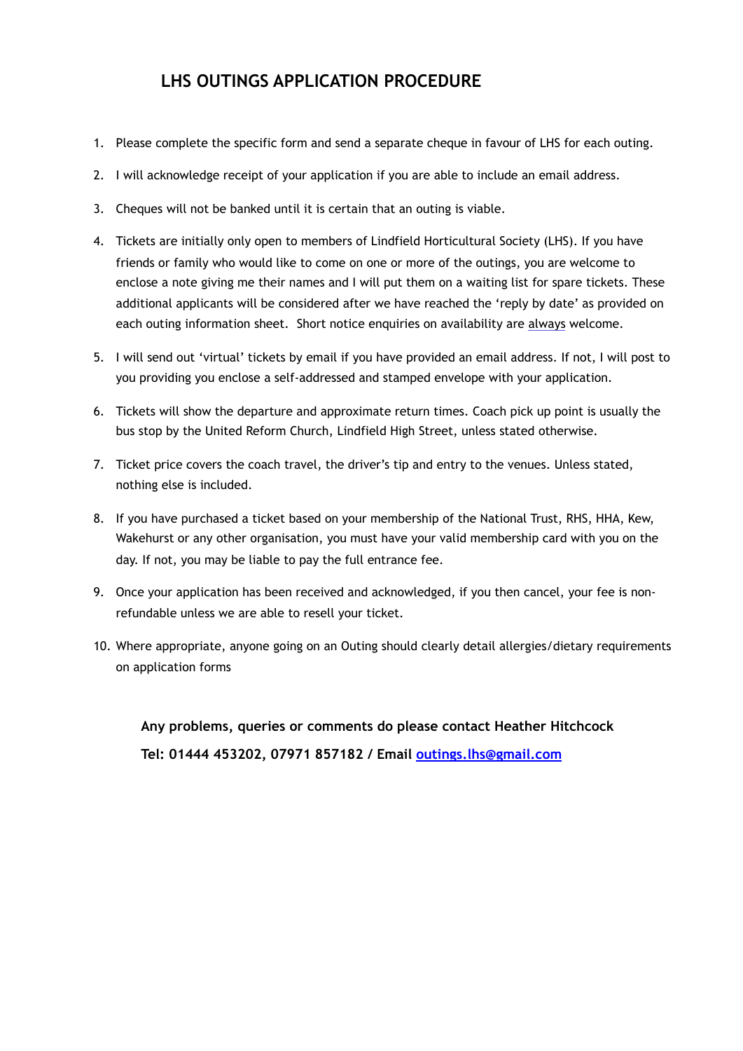# LHS OUTINGS APPLICATION PROCEDURE

1. Please complete the specific form and send a separate cheque in favour of LHS for each outing.
2. I will acknowledge receipt of your application if you are able to include an email address.
3. Cheques will not be banked until it is certain that an outing is viable.
4. Tickets are initially only open to members of Lindfield Horticultural Society (LHS). If you have friends or family who would like to come on one or more of the outings, you are welcome to enclose a note giving me their names and I will put them on a waiting list for spare tickets. These additional applicants will be considered after we have reached the 'reply by date' as provided on each outing information sheet. Short notice enquiries on availability are <u>always</u> welcome.
5. I will send out 'virtual' tickets by email if you have provided an email address. If not, I will post to you providing you enclose a self-addressed and stamped envelope with your application.
6. Tickets will show the departure and approximate return times. Coach pick up point is usually the bus stop by the United Reform Church, Lindfield High Street, unless stated otherwise.
7. Ticket price covers the coach travel, the driver's tip and entry to the venues. Unless stated, nothing else is included.
8. If you have purchased a ticket based on your membership of the National Trust, RHS, HHA, Kew, Wakehurst or any other organisation, you must have your valid membership card with you on the day. If not, you may be liable to pay the full entrance fee.
9. Once your application has been received and acknowledged, if you then cancel, your fee is non-refundable unless we are able to resell your ticket.
10. Where appropriate, anyone going on an Outing should clearly detail allergies/dietary requirements on application forms

**Any problems, queries or comments do please contact Heather Hitchcock**

**Tel: 01444 453202, 07971 857182 / Email [outings.lhs@gmail.com](mailto:outings.lhs@gmail.com)**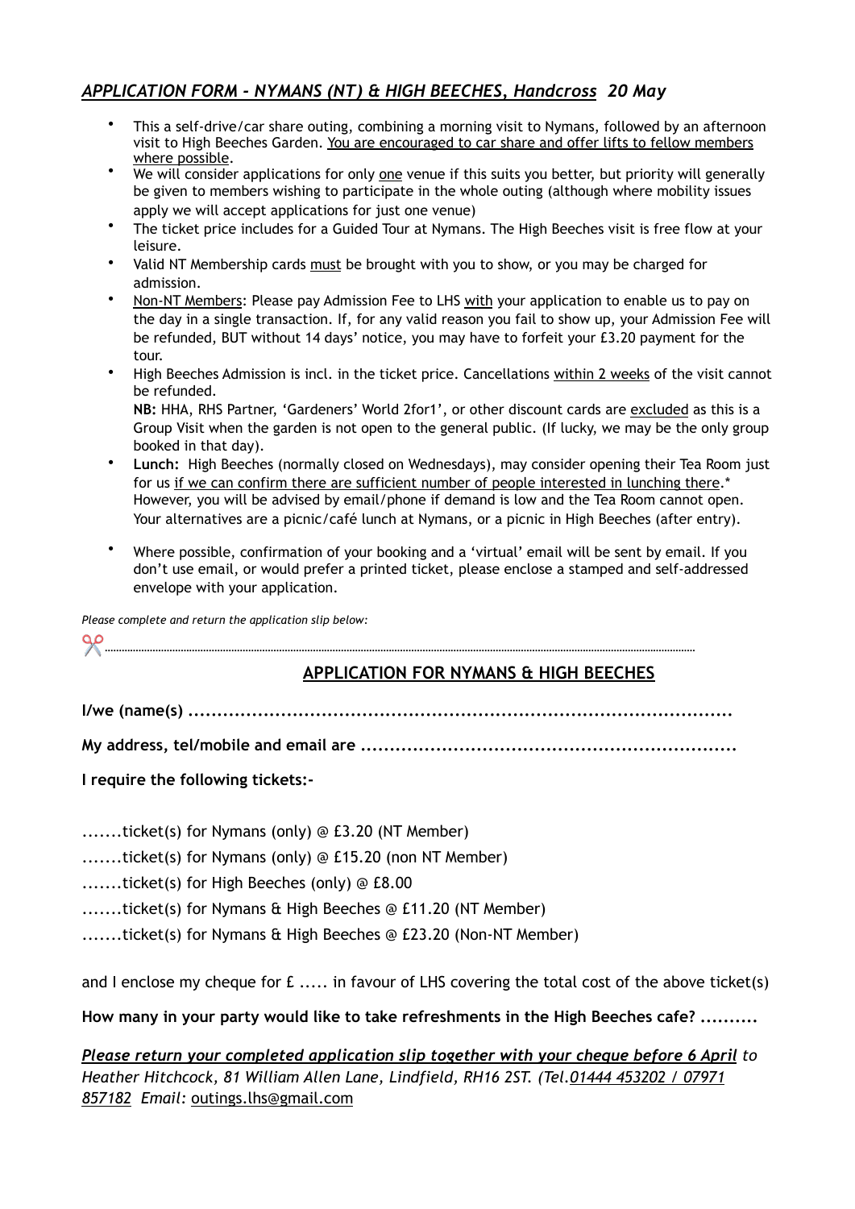## *APPLICATION FORM – NYMANS (NT) & HIGH BEECHES, Handcross  20 May*

- This a self-drive/car share outing, combining a morning visit to Nymans, followed by an afternoon visit to High Beeches Garden. <u>You are encouraged to car share and offer lifts to fellow members where possible</u>.
- We will consider applications for only <u>one</u> venue if this suits you better, but priority will generally be given to members wishing to participate in the whole outing (although where mobility issues apply we will accept applications for just one venue)
- The ticket price includes for a Guided Tour at Nymans. The High Beeches visit is free flow at your leisure.
- Valid NT Membership cards <u>must</u> be brought with you to show, or you may be charged for admission.
- <u>Non-NT Members</u>: Please pay Admission Fee to LHS <u>with</u> your application to enable us to pay on the day in a single transaction. If, for any valid reason you fail to show up, your Admission Fee will be refunded, BUT without 14 days' notice, you may have to forfeit your £3.20 payment for the tour.
- High Beeches Admission is incl. in the ticket price. Cancellations <u>within 2 weeks</u> of the visit cannot be refunded.
  **NB:** HHA, RHS Partner, 'Gardeners' World 2for1', or other discount cards are <u>excluded</u> as this is a Group Visit when the garden is not open to the general public. (If lucky, we may be the only group booked in that day).
- **Lunch:** High Beeches (normally closed on Wednesdays), may consider opening their Tea Room just for us <u>if we can confirm there are sufficient number of people interested in lunching there</u>.* However, you will be advised by email/phone if demand is low and the Tea Room cannot open. Your alternatives are a picnic/café lunch at Nymans, or a picnic in High Beeches (after entry).
- Where possible, confirmation of your booking and a 'virtual' email will be sent by email. If you don't use email, or would prefer a printed ticket, please enclose a stamped and self-addressed envelope with your application.

*Please complete and return the application slip below:*

✂..................................................................................................................................................................

## <u>APPLICATION FOR NYMANS & HIGH BEECHES</u>

**I/we (name(s) ..............................................................................................**

**My address, tel/mobile and email are ................................................................**

**I require the following tickets:-**

.......ticket(s) for Nymans (only) @ £3.20 (NT Member)

.......ticket(s) for Nymans (only) @ £15.20 (non NT Member)

.......ticket(s) for High Beeches (only) @ £8.00

.......ticket(s) for Nymans & High Beeches @ £11.20 (NT Member)

.......ticket(s) for Nymans & High Beeches @ £23.20 (Non-NT Member)

and I enclose my cheque for £ ..... in favour of LHS covering the total cost of the above ticket(s)

**How many in your party would like to take refreshments in the High Beeches cafe? ..........**

***<u>Please return your completed application slip together with your cheque before 6 April</u>*** *to Heather Hitchcock, 81 William Allen Lane, Lindfield, RH16 2ST. (Tel.<u>01444 453202 / 07971 857182</u>  Email:* <u>outings.lhs@gmail.com</u>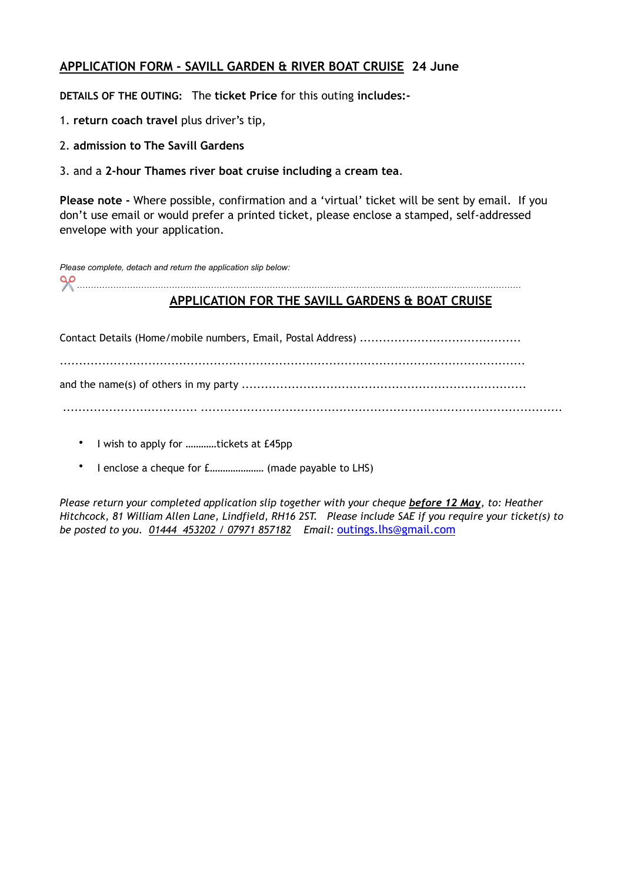## APPLICATION FORM - SAVILL GARDEN & RIVER BOAT CRUISE 24 June

**DETAILS OF THE OUTING:** The **ticket Price** for this outing **includes:-**

1. **return coach travel** plus driver's tip,
2. **admission to The Savill Gardens**
3. and a **2-hour Thames river boat cruise including** a **cream tea**.

**Please note -** Where possible, confirmation and a 'virtual' ticket will be sent by email. If you don't use email or would prefer a printed ticket, please enclose a stamped, self-addressed envelope with your application.

*Please complete, detach and return the application slip below:*

✂ ..............................................................................................................................................................

## APPLICATION FOR THE SAVILL GARDENS & BOAT CRUISE

Contact Details (Home/mobile numbers, Email, Postal Address) ..........................................

..................................................................................................................

and the name(s) of others in my party ........................................................................

.................................. ...............................................................................................

- I wish to apply for …………tickets at £45pp
- I enclose a cheque for £………………… (made payable to LHS)

*Please return your completed application slip together with your cheque **before 12 May**, to: Heather Hitchcock, 81 William Allen Lane, Lindfield, RH16 2ST. Please include SAE if you require your ticket(s) to be posted to you. 01444 453202 / 07971 857182 Email:* outings.lhs@gmail.com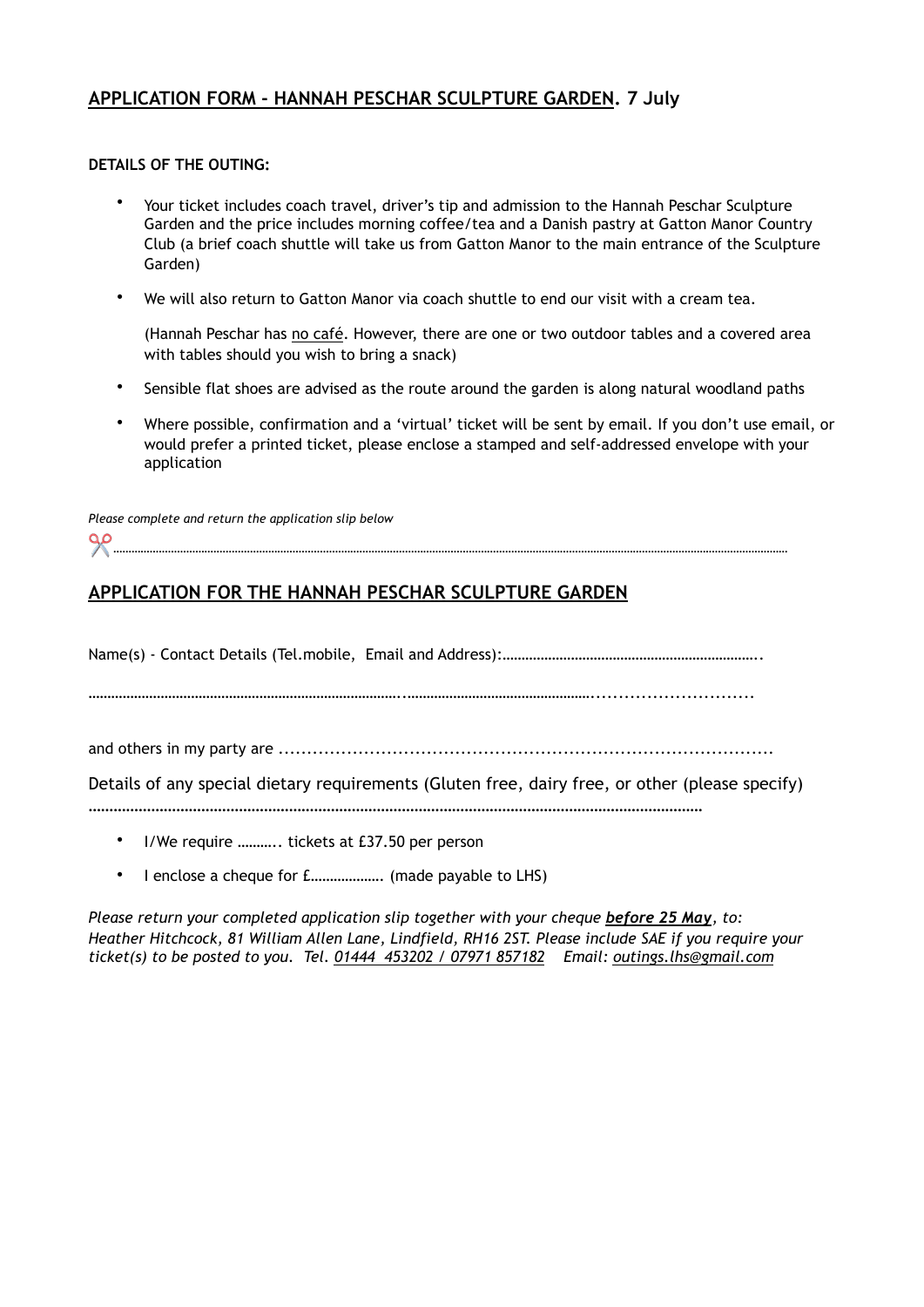## APPLICATION FORM - HANNAH PESCHAR SCULPTURE GARDEN. 7 July

**DETAILS OF THE OUTING:**

- Your ticket includes coach travel, driver's tip and admission to the Hannah Peschar Sculpture Garden and the price includes morning coffee/tea and a Danish pastry at Gatton Manor Country Club (a brief coach shuttle will take us from Gatton Manor to the main entrance of the Sculpture Garden)
- We will also return to Gatton Manor via coach shuttle to end our visit with a cream tea.

  (Hannah Peschar has no café. However, there are one or two outdoor tables and a covered area with tables should you wish to bring a snack)
- Sensible flat shoes are advised as the route around the garden is along natural woodland paths
- Where possible, confirmation and a 'virtual' ticket will be sent by email. If you don't use email, or would prefer a printed ticket, please enclose a stamped and self-addressed envelope with your application

*Please complete and return the application slip below*

✂ ............................................................................................................................................................

## APPLICATION FOR THE HANNAH PESCHAR SCULPTURE GARDEN

Name(s) - Contact Details (Tel.mobile, Email and Address):...................................................................

.....................................................................................................................................................

and others in my party are .....................................................................................

Details of any special dietary requirements (Gluten free, dairy free, or other (please specify)

.....................................................................................................................................................

- I/We require ………. tickets at £37.50 per person
- I enclose a cheque for £………………. (made payable to LHS)

*Please return your completed application slip together with your cheque **before 25 May**, to: Heather Hitchcock, 81 William Allen Lane, Lindfield, RH16 2ST. Please include SAE if you require your ticket(s) to be posted to you. Tel. 01444 453202 / 07971 857182 Email: outings.lhs@gmail.com*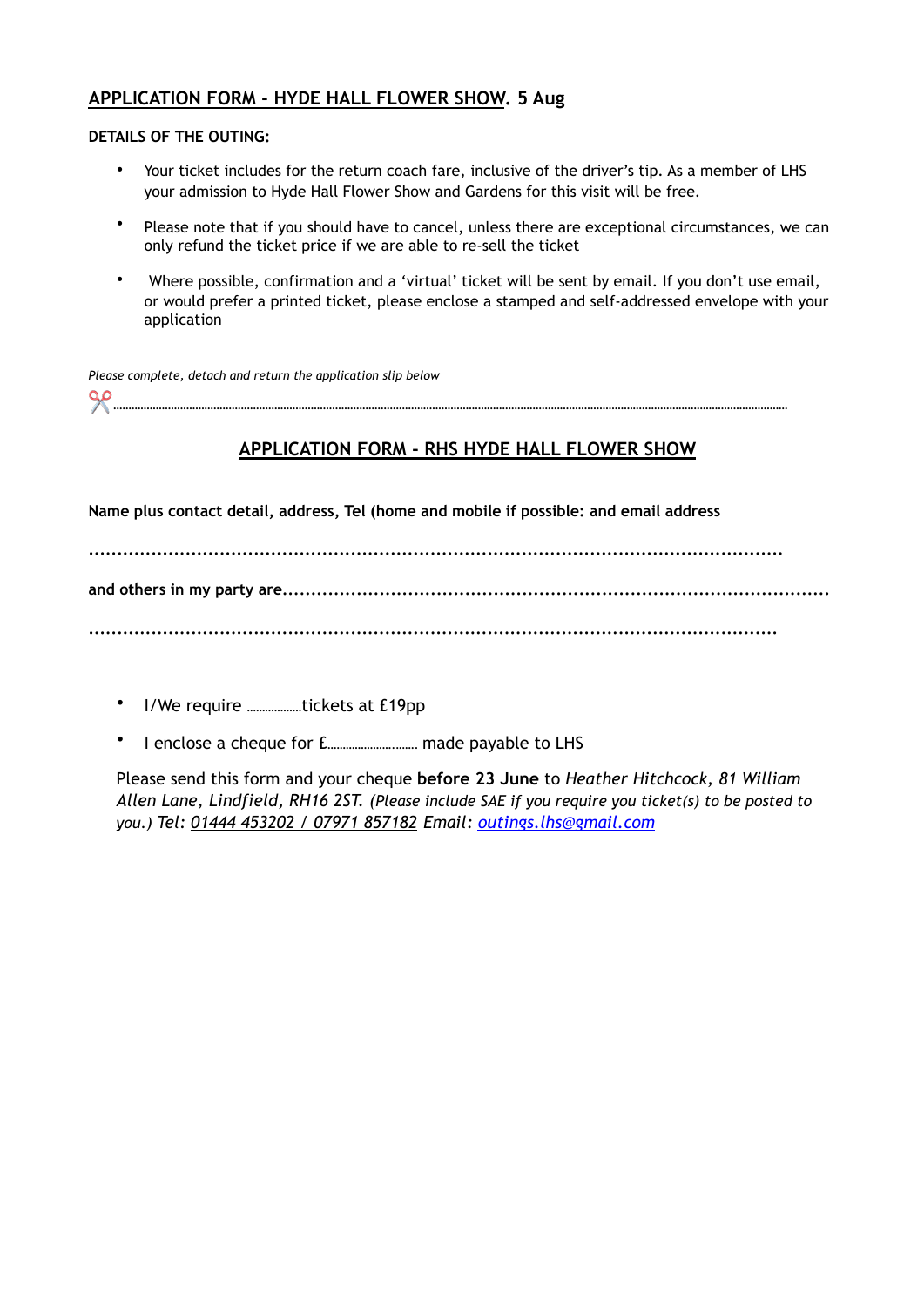## <u>APPLICATION FORM - HYDE HALL FLOWER SHOW</u>. 5 Aug

**DETAILS OF THE OUTING:**

- Your ticket includes for the return coach fare, inclusive of the driver's tip. As a member of LHS your admission to Hyde Hall Flower Show and Gardens for this visit will be free.
- Please note that if you should have to cancel, unless there are exceptional circumstances, we can only refund the ticket price if we are able to re-sell the ticket
- Where possible, confirmation and a 'virtual' ticket will be sent by email. If you don't use email, or would prefer a printed ticket, please enclose a stamped and self-addressed envelope with your application

*Please complete, detach and return the application slip below*

✂.......................................................................................................................................................................................................

## <u>APPLICATION FORM - RHS HYDE HALL FLOWER SHOW</u>

**Name plus contact detail, address, Tel (home and mobile if possible: and email address**

**.....................................................................................................................**

**and others in my party are.......................................................................................**

**.....................................................................................................................**

- I/We require ..................tickets at £19pp
- I enclose a cheque for £............................. made payable to LHS

Please send this form and your cheque **before 23 June** to *Heather Hitchcock, 81 William Allen Lane, Lindfield, RH16 2ST. (Please include SAE if you require you ticket(s) to be posted to you.) Tel: <u>01444 453202 / 07971 857182</u> Email: <u>outings.lhs@gmail.com</u>*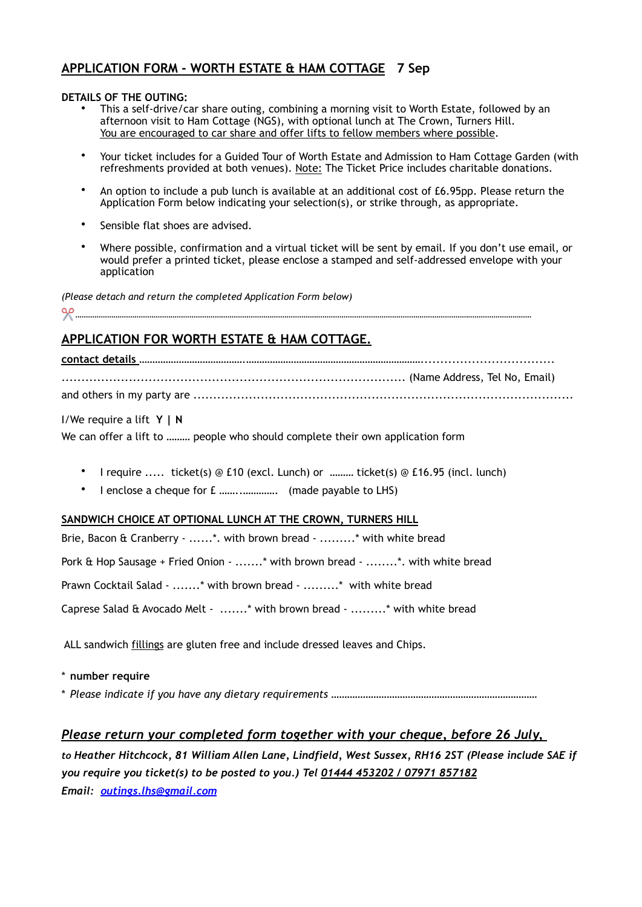## APPLICATION FORM - WORTH ESTATE & HAM COTTAGE   7 Sep

**DETAILS OF THE OUTING:**

- This a self-drive/car share outing, combining a morning visit to Worth Estate, followed by an afternoon visit to Ham Cottage (NGS), with optional lunch at The Crown, Turners Hill.
  You are encouraged to car share and offer lifts to fellow members where possible.
- Your ticket includes for a Guided Tour of Worth Estate and Admission to Ham Cottage Garden (with refreshments provided at both venues). Note: The Ticket Price includes charitable donations.
- An option to include a pub lunch is available at an additional cost of £6.95pp. Please return the Application Form below indicating your selection(s), or strike through, as appropriate.
- Sensible flat shoes are advised.
- Where possible, confirmation and a virtual ticket will be sent by email. If you don't use email, or would prefer a printed ticket, please enclose a stamped and self-addressed envelope with your application

*(Please detach and return the completed Application Form below)*

✂.........................................................................................................................................

## APPLICATION FOR WORTH ESTATE & HAM COTTAGE.

contact details ...........................................................................................................................

..................................................................................... (Name Address, Tel No, Email)

and others in my party are ....................................................................................................

I/We require a lift **Y | N**

We can offer a lift to ......... people who should complete their own application form

- I require ..... ticket(s) @ £10 (excl. Lunch) or ......... ticket(s) @ £16.95 (incl. lunch)
- I enclose a cheque for £ ........................ (made payable to LHS)

**SANDWICH CHOICE AT OPTIONAL LUNCH AT THE CROWN, TURNERS HILL**

Brie, Bacon & Cranberry - ......*. with brown bread - .........* with white bread

Pork & Hop Sausage + Fried Onion - .......* with brown bread - ........*. with white bread

Prawn Cocktail Salad - .......* with brown bread - .........* with white bread

Caprese Salad & Avocado Melt - .......* with brown bread - .........* with white bread

ALL sandwich fillings are gluten free and include dressed leaves and Chips.

\* **number require**

\* *Please indicate if you have any dietary requirements* ..............................................................................

***Please return your completed form together with your cheque, before 26 July,***

***to Heather Hitchcock, 81 William Allen Lane, Lindfield, West Sussex, RH16 2ST (Please include SAE if you require you ticket(s) to be posted to you.) Tel 01444 453202 / 07971 857182***

***Email: outings.lhs@gmail.com***